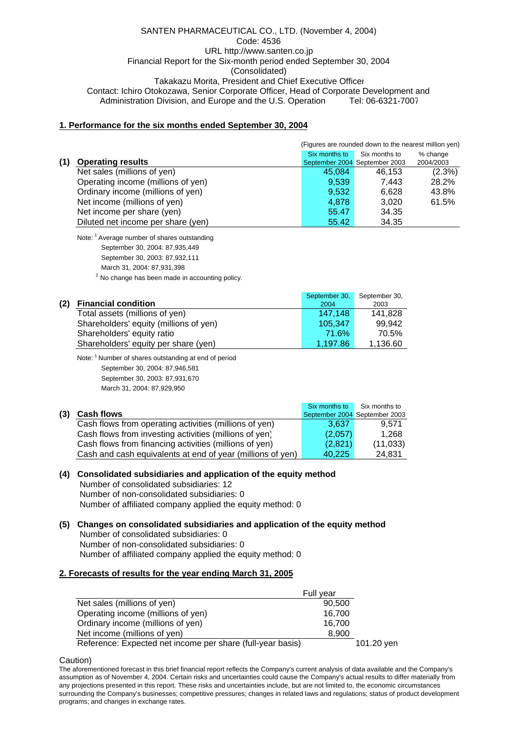SANTEN PHARMACEUTICAL CO., LTD. (November 4, 2004)
Code: 4536
URL http://www.santen.co.jp
Financial Report for the Six-month period ended September 30, 2004
(Consolidated)
Takakazu Morita, President and Chief Executive Officer
Contact: Ichiro Otokozawa, Senior Corporate Officer, Head of Corporate Development and Administration Division, and Europe and the U.S. Operation Tel: 06-6321-7007

## 1. Performance for the six months ended September 30, 2004

(Figures are rounded down to the nearest million yen)

| (1) Operating results | Six months to September 2004 | Six months to September 2003 | % change 2004/2003 |
|---|---|---|---|
| Net sales (millions of yen) | 45,084 | 46,153 | (2.3%) |
| Operating income (millions of yen) | 9,539 | 7,443 | 28.2% |
| Ordinary income (millions of yen) | 9,532 | 6,628 | 43.8% |
| Net income (millions of yen) | 4,878 | 3,020 | 61.5% |
| Net income per share (yen) | 55.47 | 34.35 | |
| Diluted net income per share (yen) | 55.42 | 34.35 | |

Note: [1] Average number of shares outstanding
September 30, 2004: 87,935,449
September 30, 2003: 87,932,111
March 31, 2004: 87,931,398
[2] No change has been made in accounting policy.

| (2) Financial condition | September 30, 2004 | September 30, 2003 |
|---|---|---|
| Total assets (millions of yen) | 147,148 | 141,828 |
| Shareholders' equity (millions of yen) | 105,347 | 99,942 |
| Shareholders' equity ratio | 71.6% | 70.5% |
| Shareholders' equity per share (yen) | 1,197.86 | 1,136.60 |

Note: [1] Number of shares outstanding at end of period
September 30, 2004: 87,946,581
September 30, 2003: 87,931,670
March 31, 2004: 87,929,950

| (3) Cash flows | Six months to September 2004 | Six months to September 2003 |
|---|---|---|
| Cash flows from operating activities (millions of yen) | 3,637 | 9,571 |
| Cash flows from investing activities (millions of yen) | (2,057) | 1,268 |
| Cash flows from financing activities (millions of yen) | (2,821) | (11,033) |
| Cash and cash equivalents at end of year (millions of yen) | 40,225 | 24,831 |

**(4) Consolidated subsidiaries and application of the equity method**
Number of consolidated subsidiaries: 12
Number of non-consolidated subsidiaries: 0
Number of affiliated company applied the equity method: 0

**(5) Changes on consolidated subsidiaries and application of the equity method**
Number of consolidated subsidiaries: 0
Number of non-consolidated subsidiaries: 0
Number of affiliated company applied the equity method: 0

## 2. Forecasts of results for the year ending March 31, 2005

| | Full year | |
|---|---|---|
| Net sales (millions of yen) | 90,500 | |
| Operating income (millions of yen) | 16,700 | |
| Ordinary income (millions of yen) | 16,700 | |
| Net income (millions of yen) | 8,900 | |
| Reference: Expected net income per share (full-year basis) | | 101.20 yen |

Caution)
The aforementioned forecast in this brief financial report reflects the Company's current analysis of data available and the Company's assumption as of November 4, 2004. Certain risks and uncertainties could cause the Company's actual results to differ materially from any projections presented in this report. These risks and uncertainties include, but are not limited to, the economic circumstances surrounding the Company's businesses; competitive pressures; changes in related laws and regulations; status of product development programs; and changes in exchange rates.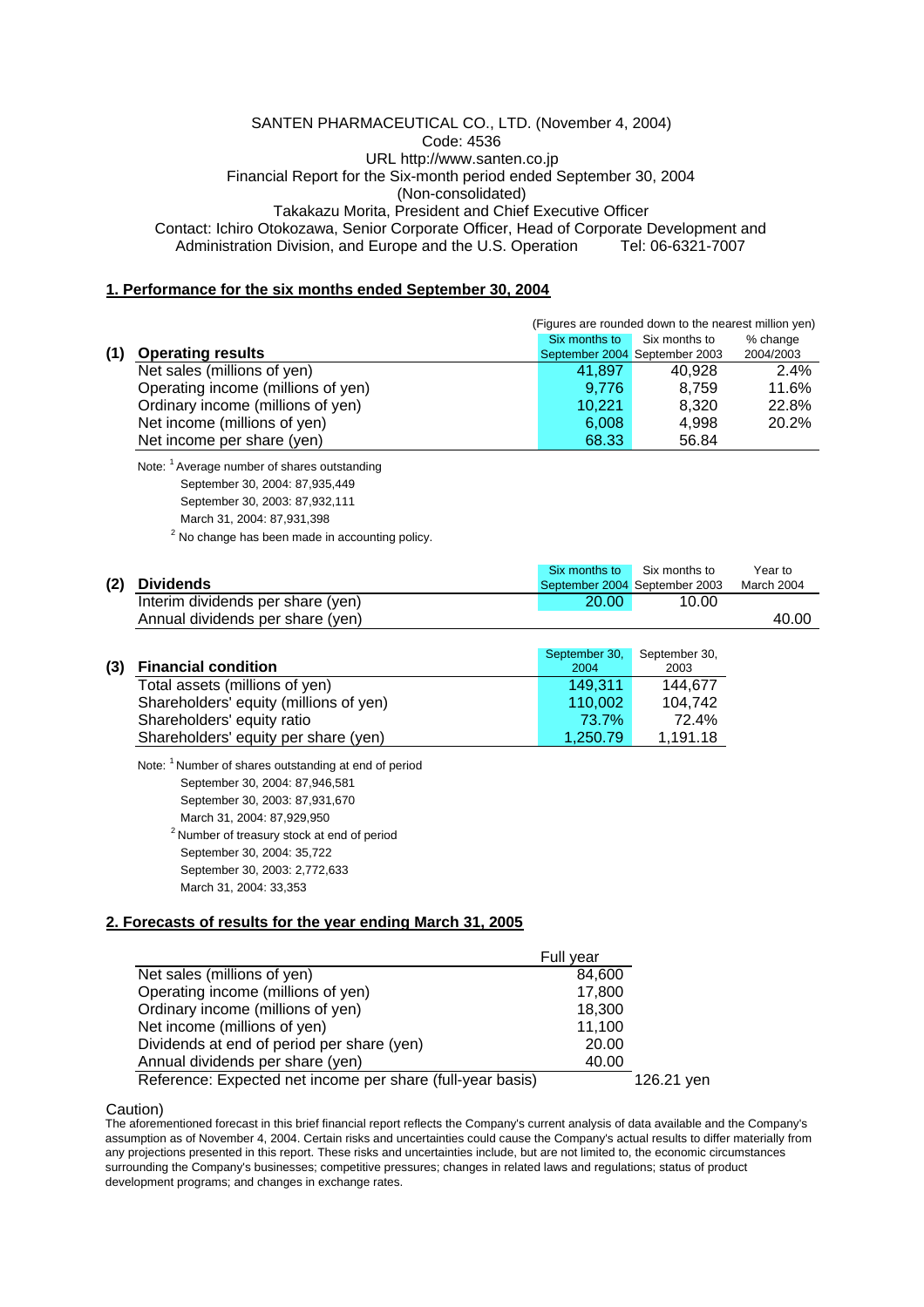SANTEN PHARMACEUTICAL CO., LTD. (November 4, 2004)
Code: 4536
URL http://www.santen.co.jp
Financial Report for the Six-month period ended September 30, 2004
(Non-consolidated)
Takakazu Morita, President and Chief Executive Officer
Contact: Ichiro Otokozawa, Senior Corporate Officer, Head of Corporate Development and Administration Division, and Europe and the U.S. Operation Tel: 06-6321-7007

## 1. Performance for the six months ended September 30, 2004

(Figures are rounded down to the nearest million yen)

| (1) Operating results | Six months to September 2004 | Six months to September 2003 | % change 2004/2003 |
|---|---|---|---|
| Net sales (millions of yen) | 41,897 | 40,928 | 2.4% |
| Operating income (millions of yen) | 9,776 | 8,759 | 11.6% |
| Ordinary income (millions of yen) | 10,221 | 8,320 | 22.8% |
| Net income (millions of yen) | 6,008 | 4,998 | 20.2% |
| Net income per share (yen) | 68.33 | 56.84 | |

Note: [1] Average number of shares outstanding
September 30, 2004: 87,935,449
September 30, 2003: 87,932,111
March 31, 2004: 87,931,398
[2] No change has been made in accounting policy.

| (2) Dividends | Six months to September 2004 | Six months to September 2003 | Year to March 2004 |
|---|---|---|---|
| Interim dividends per share (yen) | 20.00 | 10.00 | |
| Annual dividends per share (yen) | | | 40.00 |

| (3) Financial condition | September 30, 2004 | September 30, 2003 |
|---|---|---|
| Total assets (millions of yen) | 149,311 | 144,677 |
| Shareholders' equity (millions of yen) | 110,002 | 104,742 |
| Shareholders' equity ratio | 73.7% | 72.4% |
| Shareholders' equity per share (yen) | 1,250.79 | 1,191.18 |

Note: [1] Number of shares outstanding at end of period
September 30, 2004: 87,946,581
September 30, 2003: 87,931,670
March 31, 2004: 87,929,950
[2] Number of treasury stock at end of period
September 30, 2004: 35,722
September 30, 2003: 2,772,633
March 31, 2004: 33,353

## 2. Forecasts of results for the year ending March 31, 2005

| | Full year | |
|---|---|---|
| Net sales (millions of yen) | 84,600 | |
| Operating income (millions of yen) | 17,800 | |
| Ordinary income (millions of yen) | 18,300 | |
| Net income (millions of yen) | 11,100 | |
| Dividends at end of period per share (yen) | 20.00 | |
| Annual dividends per share (yen) | 40.00 | |
| Reference: Expected net income per share (full-year basis) | | 126.21 yen |

Caution)
The aforementioned forecast in this brief financial report reflects the Company's current analysis of data available and the Company's assumption as of November 4, 2004. Certain risks and uncertainties could cause the Company's actual results to differ materially from any projections presented in this report. These risks and uncertainties include, but are not limited to, the economic circumstances surrounding the Company's businesses; competitive pressures; changes in related laws and regulations; status of product development programs; and changes in exchange rates.